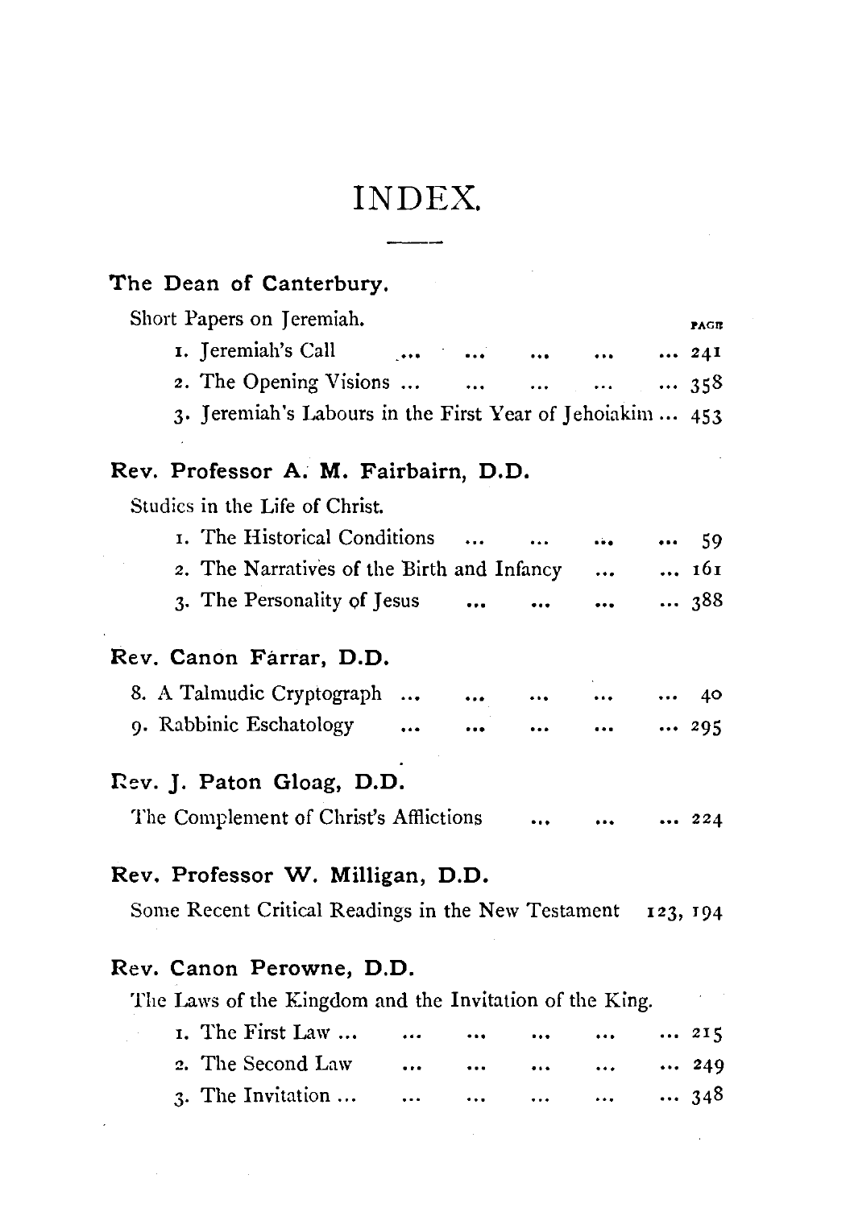# INDEX.

### The Dean of Canterbury.

Short Papers on Jeremiah. PAGE

1. Jeremiah's Call ... ... ... ... ... 241
2. The Opening Visions ... ... ... ... ... 358
3. Jeremiah's Labours in the First Year of Jehoiakim ... 453

### Rev. Professor A. M. Fairbairn, D.D.

Studies in the Life of Christ.

1. The Historical Conditions ... ... ... ... 59
2. The Narratives of the Birth and Infancy ... ... 161
3. The Personality of Jesus ... ... ... ... 388

### Rev. Canon Farrar, D.D.

8. A Talmudic Cryptograph ... ... ... ... ... 40
9. Rabbinic Eschatology ... ... ... ... ... 295

### Rev. J. Paton Gloag, D.D.

The Complement of Christ's Afflictions ... ... ... 224

### Rev. Professor W. Milligan, D.D.

Some Recent Critical Readings in the New Testament 123, 194

### Rev. Canon Perowne, D.D.

The Laws of the Kingdom and the Invitation of the King.

1. The First Law ... ... ... ... ... ... 215
2. The Second Law ... ... ... ... ... 249
3. The Invitation ... ... ... ... ... ... 348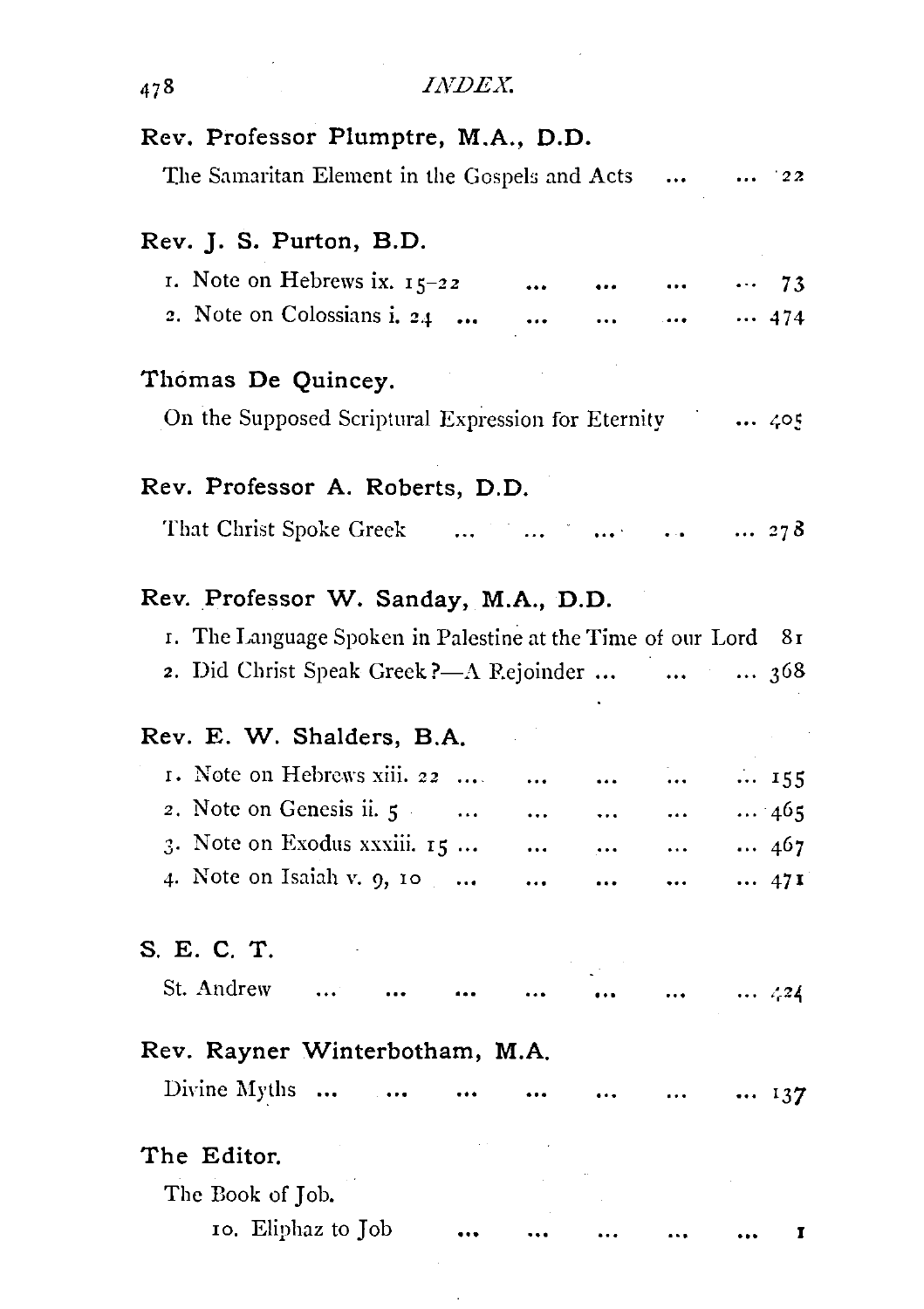**Rev. Professor Plumptre, M.A., D.D.**

The Samaritan Element in the Gospels and Acts ... ... 22

**Rev. J. S. Purton, B.D.**

1. Note on Hebrews ix. 15–22 ... ... ... ... 73
2. Note on Colossians i. 24 ... ... ... ... ... 474

**Thómas De Quincey.**

On the Supposed Scriptural Expression for Eternity ... 405

**Rev. Professor A. Roberts, D.D.**

That Christ Spoke Greek ... ... ... .. ... 278

**Rev. Professor W. Sanday, M.A., D.D.**

1. The Language Spoken in Palestine at the Time of our Lord 81
2. Did Christ Speak Greek?—A Rejoinder ... ... ... 368

**Rev. E. W. Shalders, B.A.**

1. Note on Hebrews xiii. 22 ... ... ... ... ... 155
2. Note on Genesis ii. 5 ... ... ... ... ... 465
3. Note on Exodus xxxiii. 15 ... ... ... ... ... 467
4. Note on Isaiah v. 9, 10 ... ... ... ... ... 471

**S. E. C. T.**

St. Andrew ... ... ... ... ... ... ... 424

**Rev. Rayner Winterbotham, M.A.**

Divine Myths ... ... ... ... ... ... ... 137

**The Editor.**

The Book of Job.

10. Eliphaz to Job ... ... ... ... ... 1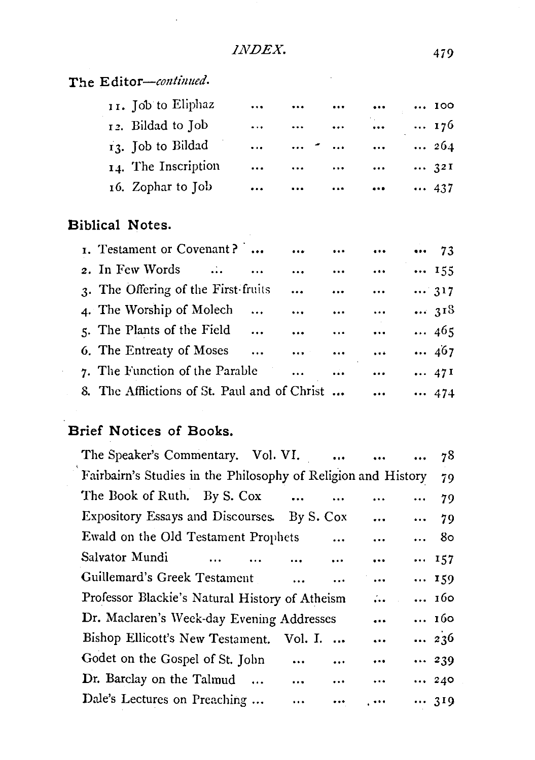The Editor—*continued.*

11. Job to Eliphaz ... ... ... ... ... 100
12. Bildad to Job ... ... ... ... ... 176
13. Job to Bildad ... ... ... ... ... 264
14. The Inscription ... ... ... ... ... 321
16. Zophar to Job ... ... ... ... ... 437

## Biblical Notes.

1. Testament or Covenant? ... ... ... ... ... 73
2. In Few Words ... ... ... ... ... ... 155
3. The Offering of the First-fruits ... ... ... ... 317
4. The Worship of Molech ... ... ... ... ... 318
5. The Plants of the Field ... ... ... ... ... 465
6. The Entreaty of Moses ... ... ... ... ... 467
7. The Function of the Parable ... ... ... ... 471
8. The Afflictions of St. Paul and of Christ ... ... ... 474

## Brief Notices of Books.

The Speaker's Commentary. Vol. VI. ... ... ... 78
Fairbairn's Studies in the Philosophy of Religion and History 79
The Book of Ruth. By S. Cox ... ... ... ... 79
Expository Essays and Discourses. By S. Cox ... ... 79
Ewald on the Old Testament Prophets ... ... ... 80
Salvator Mundi ... ... ... ... ... ... 157
Guillemard's Greek Testament ... ... ... ... 159
Professor Blackie's Natural History of Atheism ... ... 160
Dr. Maclaren's Week-day Evening Addresses ... ... 160
Bishop Ellicott's New Testament. Vol. I. ... ... ... 236
Godet on the Gospel of St. John ... ... ... ... 239
Dr. Barclay on the Talmud ... ... ... ... ... 240
Dale's Lectures on Preaching ... ... ... ... ... 319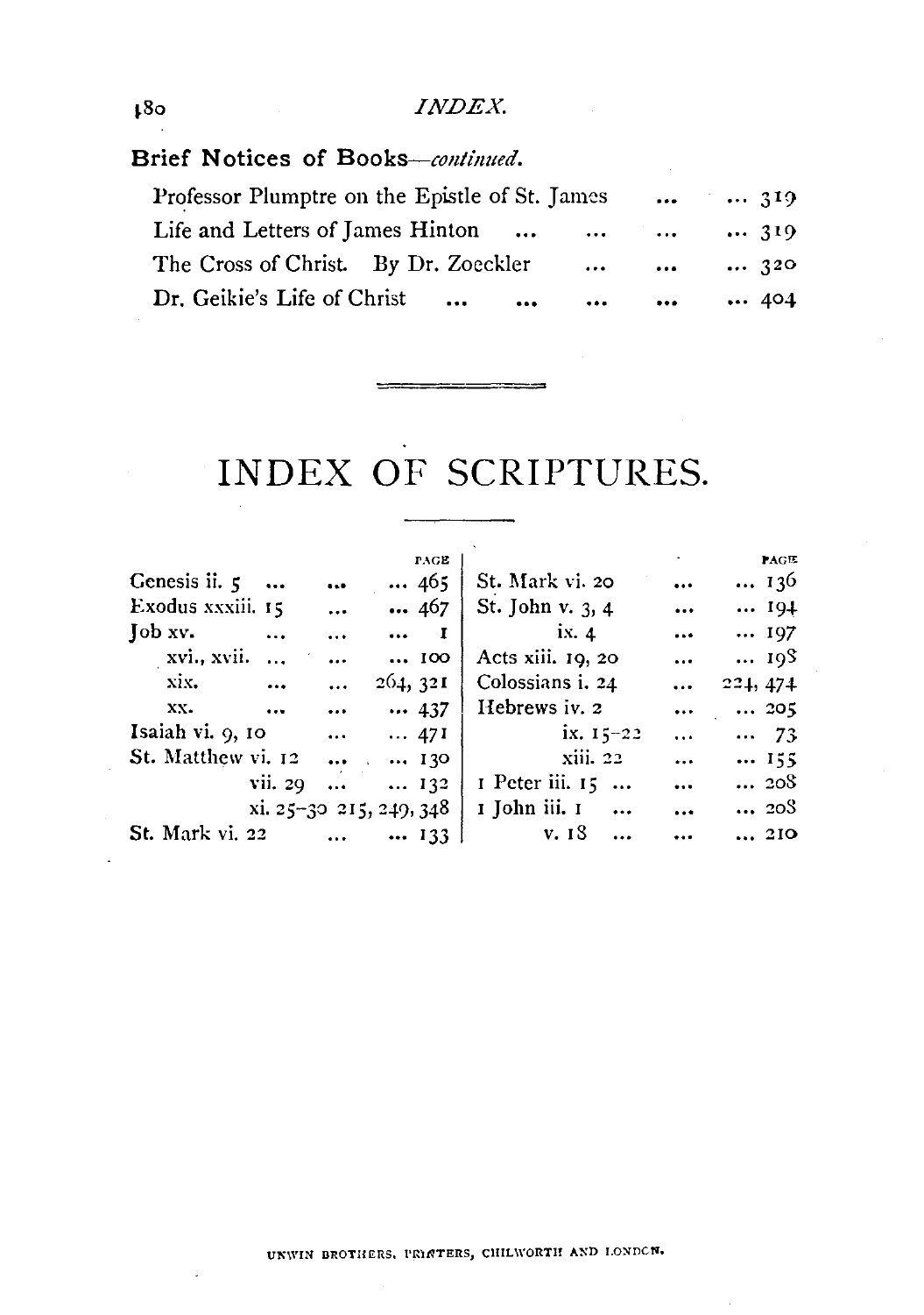**Brief Notices of Books**—*continued.*

| | |
|---|---|
| Professor Plumptre on the Epistle of St. James ... | ... 319 |
| Life and Letters of James Hinton ... ... ... | ... 319 |
| The Cross of Christ. By Dr. Zoeckler ... ... | ... 320 |
| Dr. Geikie's Life of Christ ... ... ... ... | ... 404 |

# INDEX OF SCRIPTURES.

| | PAGE |
|---|---|
| Genesis ii. 5 ... ... | ... 465 |
| Exodus xxxiii. 15 ... | ... 467 |
| Job xv. ... ... ... | 1 |
| xvi., xvii. ... ... | ... 100 |
| xix. ... ... | 264, 321 |
| xx. ... ... | ... 437 |
| Isaiah vi. 9, 10 ... | ... 471 |
| St. Matthew vi. 12 ... | ... 130 |
| vii. 29 ... | ... 132 |
| xi. 25–30 | 215, 249, 348 |
| St. Mark vi. 22 ... | ... 133 |
| St. Mark vi. 20 ... | ... 136 |
| St. John v. 3, 4 ... | ... 194 |
| ix. 4 ... | ... 197 |
| Acts xiii. 19, 20 ... | ... 198 |
| Colossians i. 24 ... | 224, 474 |
| Hebrews iv. 2 ... | ... 205 |
| ix. 15–22 ... | ... 73 |
| xiii. 22 ... | ... 155 |
| 1 Peter iii. 15 ... ... | ... 208 |
| 1 John iii. 1 ... ... | ... 208 |
| v. 18 ... ... | ... 210 |

UNWIN BROTHERS, PRINTERS, CHILWORTH AND LONDON.